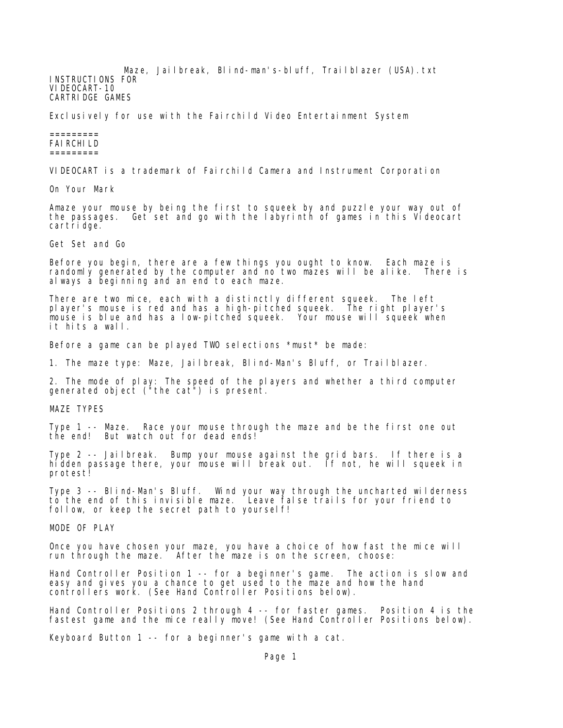Maze, Jailbreak, Blind-man's-bluff, Trailblazer (USA).txt

INSTRUCTIONS FOR
VIDEOCART-10
CARTRIDGE GAMES

Exclusively for use with the Fairchild Video Entertainment System

=========
FAIRCHILD
=========

VIDEOCART is a trademark of Fairchild Camera and Instrument Corporation

## On Your Mark

Amaze your mouse by being the first to squeek by and puzzle your way out of the passages. Get set and go with the labyrinth of games in this Videocart cartridge.

## Get Set and Go

Before you begin, there are a few things you ought to know. Each maze is randomly generated by the computer and no two mazes will be alike. There is always a beginning and an end to each maze.

There are two mice, each with a distinctly different squeek. The left player's mouse is red and has a high-pitched squeek. The right player's mouse is blue and has a low-pitched squeek. Your mouse will squeek when it hits a wall.

Before a game can be played TWO selections *must* be made:

1. The maze type: Maze, Jailbreak, Blind-Man's Bluff, or Trailblazer.

2. The mode of play: The speed of the players and whether a third computer generated object ("the cat") is present.

## MAZE TYPES

Type 1 -- Maze. Race your mouse through the maze and be the first one out the end! But watch out for dead ends!

Type 2 -- Jailbreak. Bump your mouse against the grid bars. If there is a hidden passage there, your mouse will break out. If not, he will squeek in protest!

Type 3 -- Blind-Man's Bluff. Wind your way through the uncharted wilderness to the end of this invisible maze. Leave false trails for your friend to follow, or keep the secret path to yourself!

## MODE OF PLAY

Once you have chosen your maze, you have a choice of how fast the mice will run through the maze. After the maze is on the screen, choose:

Hand Controller Position 1 -- for a beginner's game. The action is slow and easy and gives you a chance to get used to the maze and how the hand controllers work. (See Hand Controller Positions below).

Hand Controller Positions 2 through 4 -- for faster games. Position 4 is the fastest game and the mice really move! (See Hand Controller Positions below).

Keyboard Button 1 -- for a beginner's game with a cat.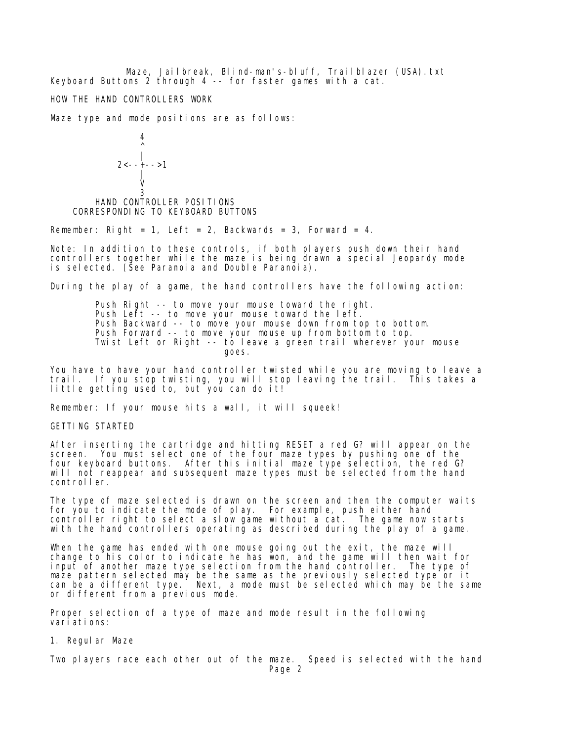Keyboard Buttons 2 through 4 -- for faster games with a cat.

## HOW THE HAND CONTROLLERS WORK

Maze type and mode positions are as follows:

```
          4
          ^
          |
     2<--+-->1
          |
          V
          3
   HAND CONTROLLER POSITIONS
CORRESPONDING TO KEYBOARD BUTTONS
```

Remember: Right = 1, Left = 2, Backwards = 3, Forward = 4.

Note: In addition to these controls, if both players push down their hand controllers together while the maze is being drawn a special Jeopardy mode is selected. (See Paranoia and Double Paranoia).

During the play of a game, the hand controllers have the following action:

- Push Right -- to move your mouse toward the right.
- Push Left -- to move your mouse toward the left.
- Push Backward -- to move your mouse down from top to bottom.
- Push Forward -- to move your mouse up from bottom to top.
- Twist Left or Right -- to leave a green trail wherever your mouse goes.

You have to have your hand controller twisted while you are moving to leave a trail. If you stop twisting, you will stop leaving the trail. This takes a little getting used to, but you can do it!

Remember: If your mouse hits a wall, it will squeek!

## GETTING STARTED

After inserting the cartridge and hitting RESET a red G? will appear on the screen. You must select one of the four maze types by pushing one of the four keyboard buttons. After this initial maze type selection, the red G? will not reappear and subsequent maze types must be selected from the hand controller.

The type of maze selected is drawn on the screen and then the computer waits for you to indicate the mode of play. For example, push either hand controller right to select a slow game without a cat. The game now starts with the hand controllers operating as described during the play of a game.

When the game has ended with one mouse going out the exit, the maze will change to his color to indicate he has won, and the game will then wait for input of another maze type selection from the hand controller. The type of maze pattern selected may be the same as the previously selected type or it can be a different type. Next, a mode must be selected which may be the same or different from a previous mode.

Proper selection of a type of maze and mode result in the following variations:

### 1. Regular Maze

Two players race each other out of the maze. Speed is selected with the hand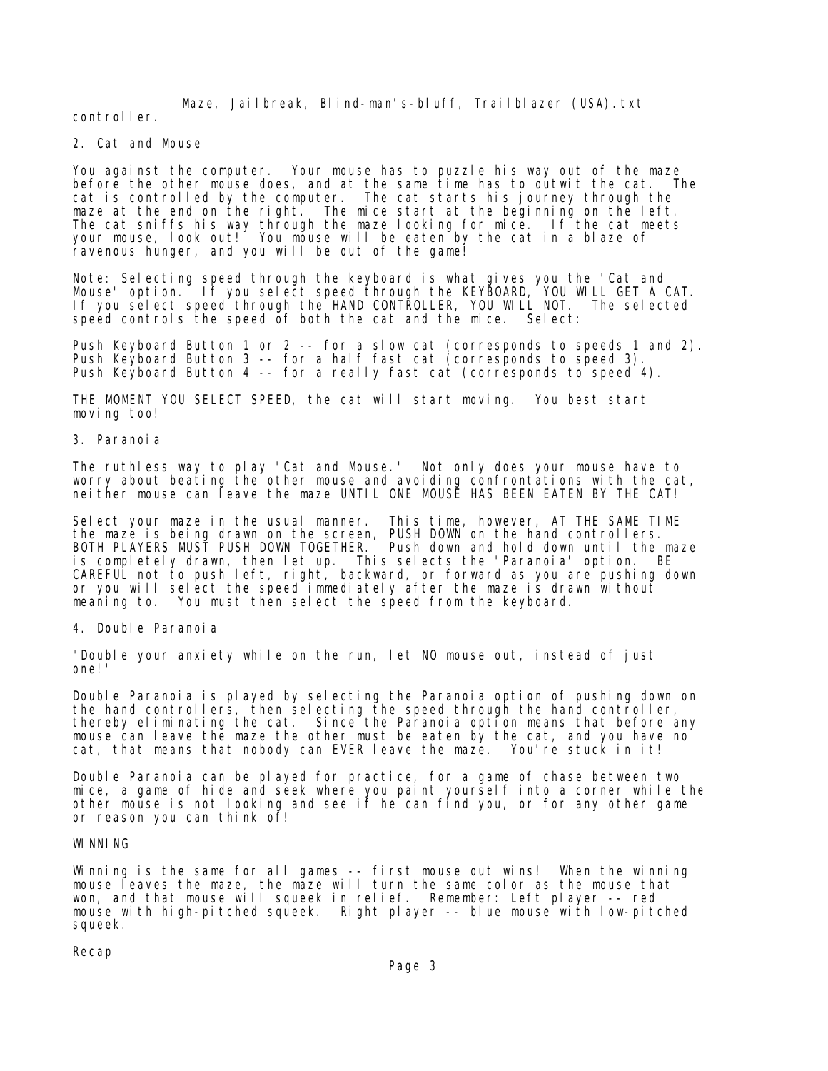controller.

2. Cat and Mouse

You against the computer. Your mouse has to puzzle his way out of the maze before the other mouse does, and at the same time has to outwit the cat. The cat is controlled by the computer. The cat starts his journey through the maze at the end on the right. The mice start at the beginning on the left. The cat sniffs his way through the maze looking for mice. If the cat meets your mouse, look out! You mouse will be eaten by the cat in a blaze of ravenous hunger, and you will be out of the game!

Note: Selecting speed through the keyboard is what gives you the 'Cat and Mouse' option. If you select speed through the KEYBOARD, YOU WILL GET A CAT. If you select speed through the HAND CONTROLLER, YOU WILL NOT. The selected speed controls the speed of both the cat and the mice. Select:

Push Keyboard Button 1 or 2 -- for a slow cat (corresponds to speeds 1 and 2).
Push Keyboard Button 3 -- for a half fast cat (corresponds to speed 3).
Push Keyboard Button 4 -- for a really fast cat (corresponds to speed 4).

THE MOMENT YOU SELECT SPEED, the cat will start moving. You best start moving too!

3. Paranoia

The ruthless way to play 'Cat and Mouse.' Not only does your mouse have to worry about beating the other mouse and avoiding confrontations with the cat, neither mouse can leave the maze UNTIL ONE MOUSE HAS BEEN EATEN BY THE CAT!

Select your maze in the usual manner. This time, however, AT THE SAME TIME the maze is being drawn on the screen, PUSH DOWN on the hand controllers. BOTH PLAYERS MUST PUSH DOWN TOGETHER. Push down and hold down until the maze is completely drawn, then let up. This selects the 'Paranoia' option. BE CAREFUL not to push left, right, backward, or forward as you are pushing down or you will select the speed immediately after the maze is drawn without meaning to. You must then select the speed from the keyboard.

4. Double Paranoia

"Double your anxiety while on the run, let NO mouse out, instead of just one!"

Double Paranoia is played by selecting the Paranoia option of pushing down on the hand controllers, then selecting the speed through the hand controller, thereby eliminating the cat. Since the Paranoia option means that before any mouse can leave the maze the other must be eaten by the cat, and you have no cat, that means that nobody can EVER leave the maze. You're stuck in it!

Double Paranoia can be played for practice, for a game of chase between two mice, a game of hide and seek where you paint yourself into a corner while the other mouse is not looking and see if he can find you, or for any other game or reason you can think of!

WINNING

Winning is the same for all games -- first mouse out wins! When the winning mouse leaves the maze, the maze will turn the same color as the mouse that won, and that mouse will squeek in relief. Remember: Left player -- red mouse with high-pitched squeek. Right player -- blue mouse with low-pitched squeek.

Recap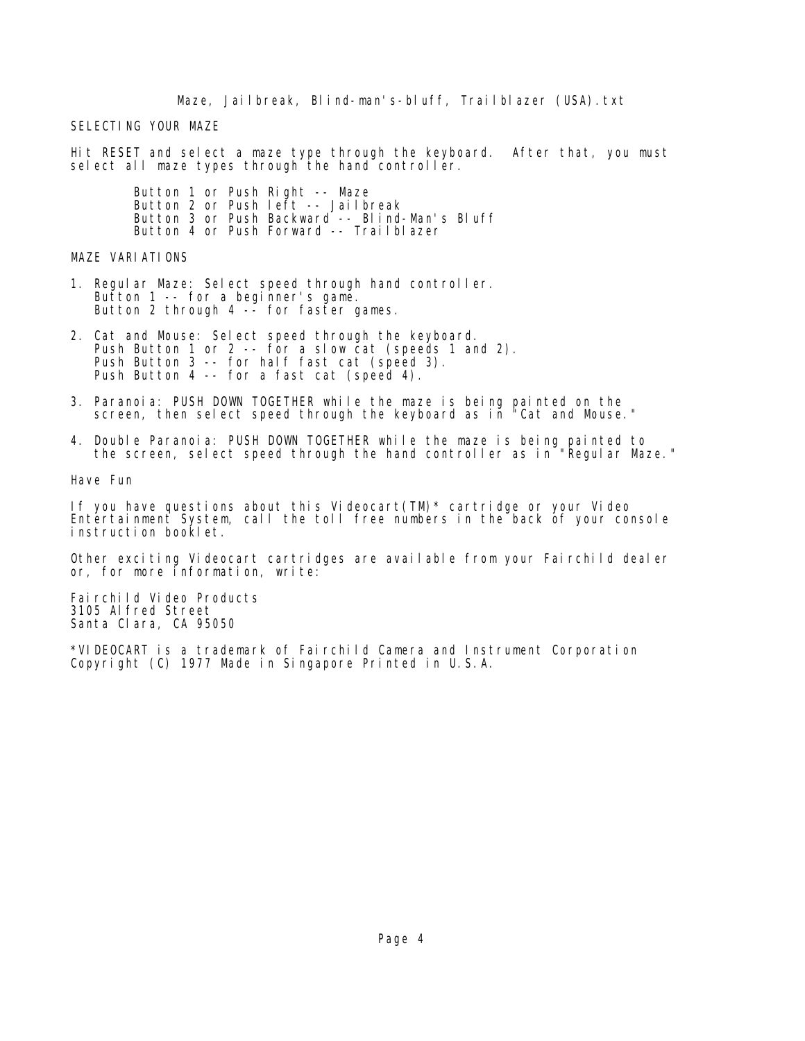## SELECTING YOUR MAZE

Hit RESET and select a maze type through the keyboard. After that, you must select all maze types through the hand controller.

- Button 1 or Push Right -- Maze
- Button 2 or Push left -- Jailbreak
- Button 3 or Push Backward -- Blind-Man's Bluff
- Button 4 or Push Forward -- Trailblazer

## MAZE VARIATIONS

1. Regular Maze: Select speed through hand controller.
   Button 1 -- for a beginner's game.
   Button 2 through 4 -- for faster games.

2. Cat and Mouse: Select speed through the keyboard.
   Push Button 1 or 2 -- for a slow cat (speeds 1 and 2).
   Push Button 3 -- for half fast cat (speed 3).
   Push Button 4 -- for a fast cat (speed 4).

3. Paranoia: PUSH DOWN TOGETHER while the maze is being painted on the screen, then select speed through the keyboard as in "Cat and Mouse."

4. Double Paranoia: PUSH DOWN TOGETHER while the maze is being painted to the screen, select speed through the hand controller as in "Regular Maze."

Have Fun

If you have questions about this Videocart(TM)* cartridge or your Video Entertainment System, call the toll free numbers in the back of your console instruction booklet.

Other exciting Videocart cartridges are available from your Fairchild dealer or, for more information, write:

Fairchild Video Products
3105 Alfred Street
Santa Clara, CA 95050

*VIDEOCART is a trademark of Fairchild Camera and Instrument Corporation
Copyright (C) 1977 Made in Singapore Printed in U.S.A.